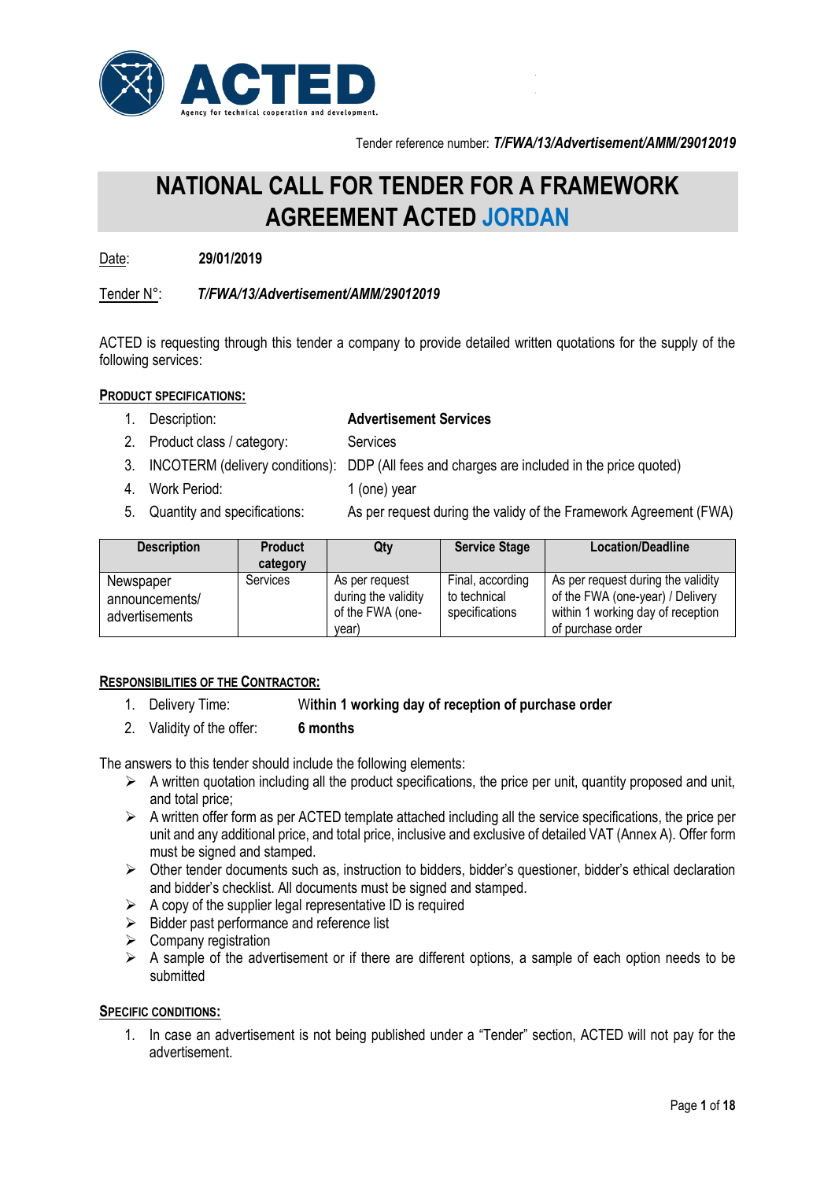Tender reference number: ***T/FWA/13/Advertisement/AMM/29012019***

# NATIONAL CALL FOR TENDER FOR A FRAMEWORK AGREEMENT ACTED JORDAN

Date: **29/01/2019**

Tender N°: ***T/FWA/13/Advertisement/AMM/29012019***

ACTED is requesting through this tender a company to provide detailed written quotations for the supply of the following services:

**PRODUCT SPECIFICATIONS:**

1. Description: **Advertisement Services**
2. Product class / category: Services
3. INCOTERM (delivery conditions): DDP (All fees and charges are included in the price quoted)
4. Work Period: 1 (one) year
5. Quantity and specifications: As per request during the validy of the Framework Agreement (FWA)

| Description | Product category | Qty | Service Stage | Location/Deadline |
|---|---|---|---|---|
| Newspaper announcements/ advertisements | Services | As per request during the validity of the FWA (one-year) | Final, according to technical specifications | As per request during the validity of the FWA (one-year) / Delivery within 1 working day of reception of purchase order |

**RESPONSIBILITIES OF THE CONTRACTOR:**

1. Delivery Time: W**ithin 1 working day of reception of purchase order**
2. Validity of the offer: **6 months**

The answers to this tender should include the following elements:

- A written quotation including all the product specifications, the price per unit, quantity proposed and unit, and total price;
- A written offer form as per ACTED template attached including all the service specifications, the price per unit and any additional price, and total price, inclusive and exclusive of detailed VAT (Annex A). Offer form must be signed and stamped.
- Other tender documents such as, instruction to bidders, bidder's questioner, bidder's ethical declaration and bidder's checklist. All documents must be signed and stamped.
- A copy of the supplier legal representative ID is required
- Bidder past performance and reference list
- Company registration
- A sample of the advertisement or if there are different options, a sample of each option needs to be submitted

**SPECIFIC CONDITIONS:**

1. In case an advertisement is not being published under a "Tender" section, ACTED will not pay for the advertisement.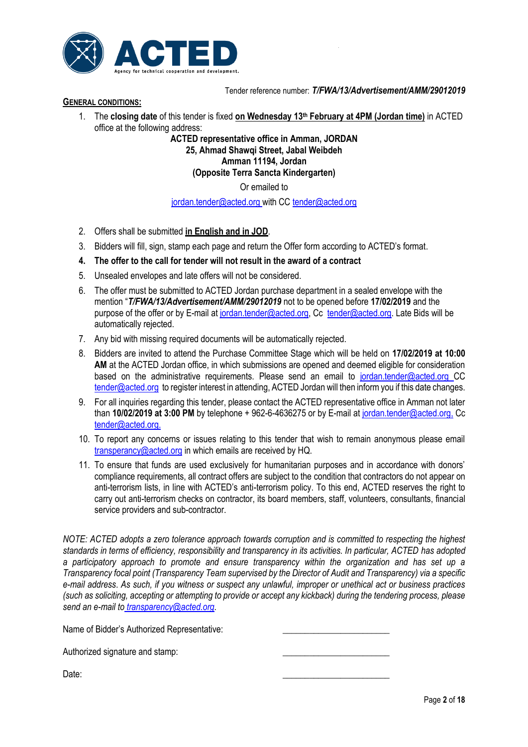ACTED

Agency for technical cooperation and development.

Tender reference number: ***T/FWA/13/Advertisement/AMM/29012019***

**GENERAL CONDITIONS:**

1. The **closing date** of this tender is fixed **on Wednesday 13th February at 4PM (Jordan time)** in ACTED office at the following address:

   **ACTED representative office in Amman, JORDAN**
   **25, Ahmad Shawqi Street, Jabal Weibdeh**
   **Amman 11194, Jordan**
   **(Opposite Terra Sancta Kindergarten)**

   Or emailed to

   jordan.tender@acted.org with CC tender@acted.org

2. Offers shall be submitted **in English and in JOD**.
3. Bidders will fill, sign, stamp each page and return the Offer form according to ACTED's format.
4. **The offer to the call for tender will not result in the award of a contract**
5. Unsealed envelopes and late offers will not be considered.
6. The offer must be submitted to ACTED Jordan purchase department in a sealed envelope with the mention "***T/FWA/13/Advertisement/AMM/29012019*** not to be opened before **17/02/2019** and the purpose of the offer or by E-mail at jordan.tender@acted.org, Cc tender@acted.org. Late Bids will be automatically rejected.
7. Any bid with missing required documents will be automatically rejected.
8. Bidders are invited to attend the Purchase Committee Stage which will be held on **17/02/2019 at 10:00 AM** at the ACTED Jordan office, in which submissions are opened and deemed eligible for consideration based on the administrative requirements. Please send an email to jordan.tender@acted.org CC tender@acted.org to register interest in attending, ACTED Jordan will then inform you if this date changes.
9. For all inquiries regarding this tender, please contact the ACTED representative office in Amman not later than **10/02/2019 at 3:00 PM** by telephone + 962-6-4636275 or by E-mail at jordan.tender@acted.org, Cc tender@acted.org.
10. To report any concerns or issues relating to this tender that wish to remain anonymous please email transperancy@acted.org in which emails are received by HQ.
11. To ensure that funds are used exclusively for humanitarian purposes and in accordance with donors' compliance requirements, all contract offers are subject to the condition that contractors do not appear on anti-terrorism lists, in line with ACTED's anti-terrorism policy. To this end, ACTED reserves the right to carry out anti-terrorism checks on contractor, its board members, staff, volunteers, consultants, financial service providers and sub-contractor.

*NOTE: ACTED adopts a zero tolerance approach towards corruption and is committed to respecting the highest standards in terms of efficiency, responsibility and transparency in its activities. In particular, ACTED has adopted a participatory approach to promote and ensure transparency within the organization and has set up a Transparency focal point (Transparency Team supervised by the Director of Audit and Transparency) via a specific e-mail address. As such, if you witness or suspect any unlawful, improper or unethical act or business practices (such as soliciting, accepting or attempting to provide or accept any kickback) during the tendering process, please send an e-mail to transparency@acted.org.*

Name of Bidder's Authorized Representative: \_\_\_\_\_\_\_\_\_\_\_\_\_\_\_\_\_\_\_\_\_\_

Authorized signature and stamp: \_\_\_\_\_\_\_\_\_\_\_\_\_\_\_\_\_\_\_\_\_\_

Date: \_\_\_\_\_\_\_\_\_\_\_\_\_\_\_\_\_\_\_\_\_\_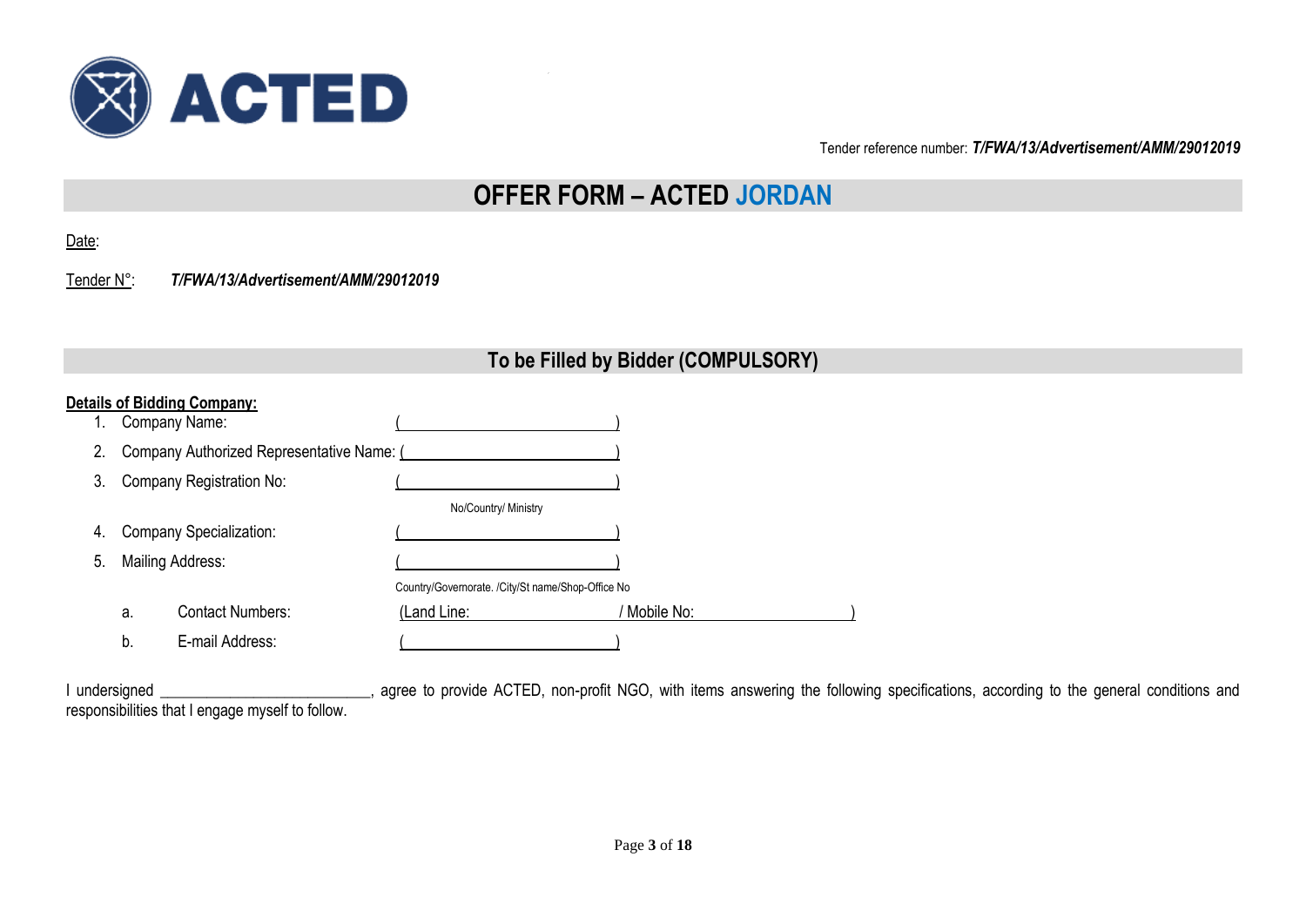Tender reference number: ***T/FWA/13/Advertisement/AMM/29012019***

# OFFER FORM – ACTED JORDAN

Date:

Tender N°: ***T/FWA/13/Advertisement/AMM/29012019***

## To be Filled by Bidder (COMPULSORY)

**Details of Bidding Company:**

1. Company Name: (\_\_\_\_\_\_\_\_\_\_\_\_\_\_\_\_\_\_\_\_\_\_\_\_\_\_\_\_)
2. Company Authorized Representative Name: (\_\_\_\_\_\_\_\_\_\_\_\_\_\_\_\_\_\_\_\_\_\_\_\_\_\_\_\_)
3. Company Registration No: (\_\_\_\_\_\_\_\_\_\_\_\_\_\_\_\_\_\_\_\_\_\_\_\_\_\_\_\_)
   No/Country/ Ministry
4. Company Specialization: (\_\_\_\_\_\_\_\_\_\_\_\_\_\_\_\_\_\_\_\_\_\_\_\_\_\_\_\_)
5. Mailing Address: (\_\_\_\_\_\_\_\_\_\_\_\_\_\_\_\_\_\_\_\_\_\_\_\_\_\_\_\_)
   Country/Governorate. /City/St name/Shop-Office No
   a. Contact Numbers: (Land Line: \_\_\_\_\_\_\_\_\_\_\_\_\_\_\_\_ / Mobile No: \_\_\_\_\_\_\_\_\_\_\_\_\_\_\_\_)
   b. E-mail Address: (\_\_\_\_\_\_\_\_\_\_\_\_\_\_\_\_\_\_\_\_\_\_\_\_\_\_\_\_)

I undersigned \_\_\_\_\_\_\_\_\_\_\_\_\_\_\_\_\_\_\_\_\_\_\_\_\_\_\_\_, agree to provide ACTED, non-profit NGO, with items answering the following specifications, according to the general conditions and responsibilities that I engage myself to follow.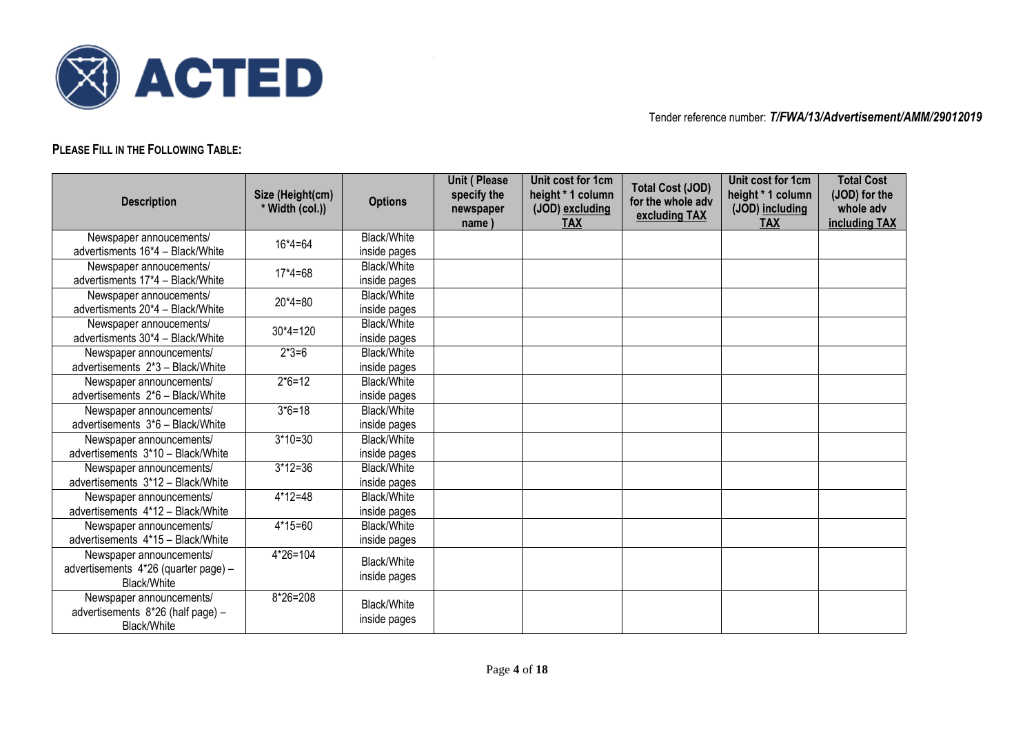Tender reference number: ***T/FWA/13/Advertisement/AMM/29012019***

**PLEASE FILL IN THE FOLLOWING TABLE:**

| Description | Size (Height(cm) * Width (col.)) | Options | Unit ( Please specify the newspaper name ) | Unit cost for 1cm height * 1 column (JOD) excluding TAX | Total Cost (JOD) for the whole adv excluding TAX | Unit cost for 1cm height * 1 column (JOD) including TAX | Total Cost (JOD) for the whole adv including TAX |
|---|---|---|---|---|---|---|---|
| Newspaper annoucements/ advertisments 16*4 – Black/White | 16*4=64 | Black/White inside pages | | | | | |
| Newspaper annoucements/ advertisments 17*4 – Black/White | 17*4=68 | Black/White inside pages | | | | | |
| Newspaper annoucements/ advertisments 20*4 – Black/White | 20*4=80 | Black/White inside pages | | | | | |
| Newspaper annoucements/ advertisments 30*4 – Black/White | 30*4=120 | Black/White inside pages | | | | | |
| Newspaper announcements/ advertisements 2*3 – Black/White | 2*3=6 | Black/White inside pages | | | | | |
| Newspaper announcements/ advertisements 2*6 – Black/White | 2*6=12 | Black/White inside pages | | | | | |
| Newspaper announcements/ advertisements 3*6 – Black/White | 3*6=18 | Black/White inside pages | | | | | |
| Newspaper announcements/ advertisements 3*10 – Black/White | 3*10=30 | Black/White inside pages | | | | | |
| Newspaper announcements/ advertisements 3*12 – Black/White | 3*12=36 | Black/White inside pages | | | | | |
| Newspaper announcements/ advertisements 4*12 – Black/White | 4*12=48 | Black/White inside pages | | | | | |
| Newspaper announcements/ advertisements 4*15 – Black/White | 4*15=60 | Black/White inside pages | | | | | |
| Newspaper announcements/ advertisements 4*26 (quarter page) – Black/White | 4*26=104 | Black/White inside pages | | | | | |
| Newspaper announcements/ advertisements 8*26 (half page) – Black/White | 8*26=208 | Black/White inside pages | | | | | |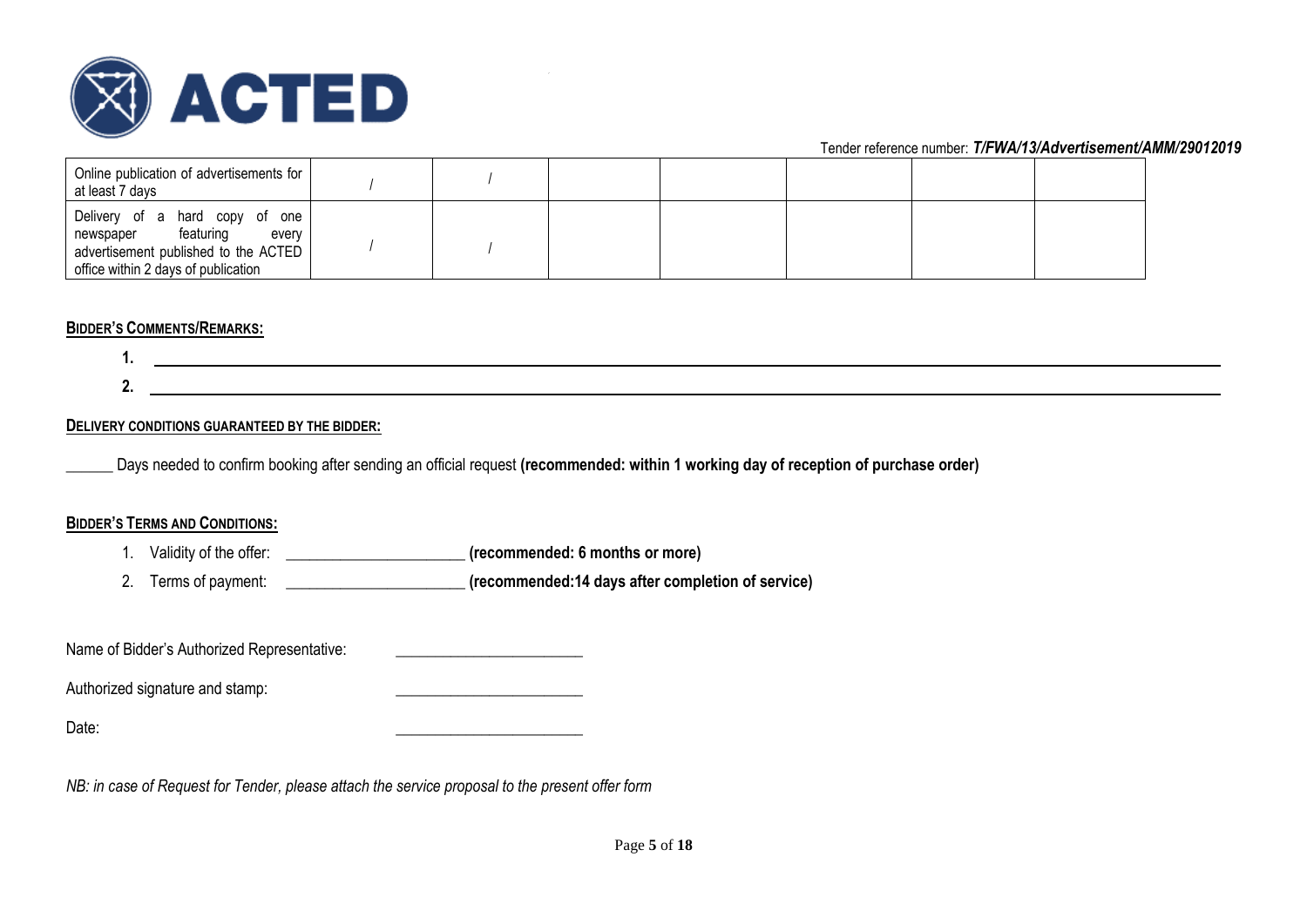Tender reference number: ***T/FWA/13/Advertisement/AMM/29012019***

| | | | | | | | |
|---|---|---|---|---|---|---|---|
| Online publication of advertisements for at least 7 days | / | / | | | | | |
| Delivery of a hard copy of one newspaper featuring every advertisement published to the ACTED office within 2 days of publication | / | / | | | | | |

**BIDDER'S COMMENTS/REMARKS:**

1. ______________________________________________
2. ______________________________________________

**DELIVERY CONDITIONS GUARANTEED BY THE BIDDER:**

______ Days needed to confirm booking after sending an official request **(recommended: within 1 working day of reception of purchase order)**

**BIDDER'S TERMS AND CONDITIONS:**

1. Validity of the offer: ______________________ **(recommended: 6 months or more)**
2. Terms of payment: ______________________ **(recommended:14 days after completion of service)**

Name of Bidder's Authorized Representative: ______________________

Authorized signature and stamp: ______________________

Date: ______________________

*NB: in case of Request for Tender, please attach the service proposal to the present offer form*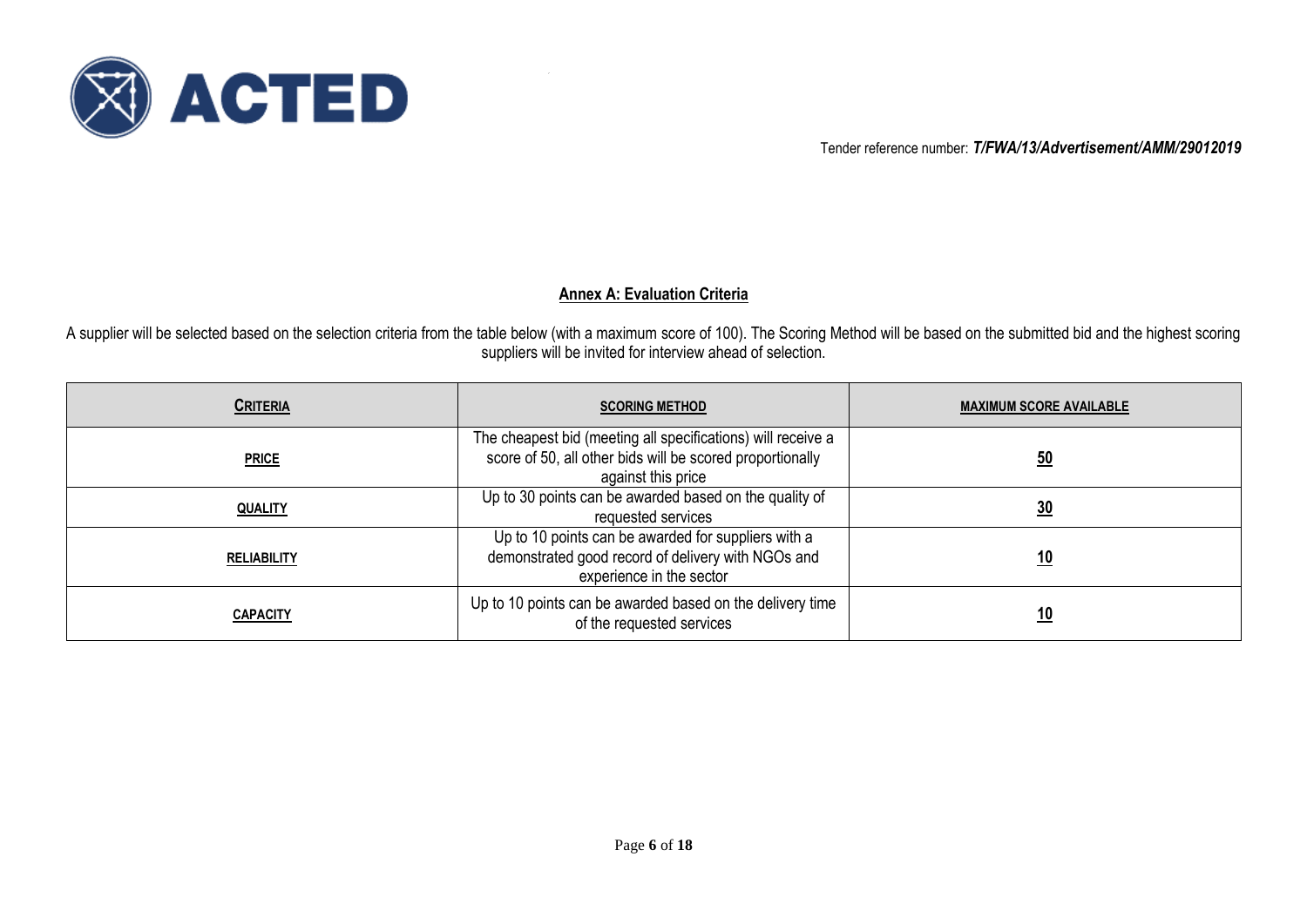Tender reference number: ***T/FWA/13/Advertisement/AMM/29012019***

## Annex A: Evaluation Criteria

A supplier will be selected based on the selection criteria from the table below (with a maximum score of 100). The Scoring Method will be based on the submitted bid and the highest scoring suppliers will be invited for interview ahead of selection.

| CRITERIA | SCORING METHOD | MAXIMUM SCORE AVAILABLE |
|---|---|---|
| **PRICE** | The cheapest bid (meeting all specifications) will receive a score of 50, all other bids will be scored proportionally against this price | **50** |
| **QUALITY** | Up to 30 points can be awarded based on the quality of requested services | **30** |
| **RELIABILITY** | Up to 10 points can be awarded for suppliers with a demonstrated good record of delivery with NGOs and experience in the sector | **10** |
| **CAPACITY** | Up to 10 points can be awarded based on the delivery time of the requested services | **10** |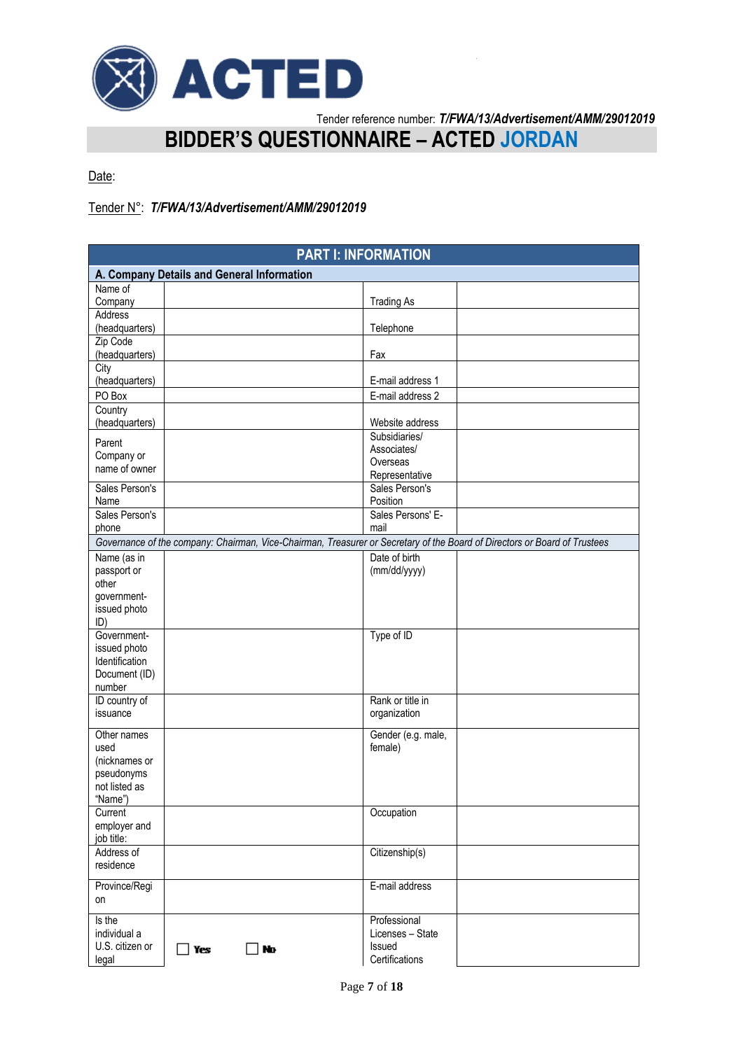Tender reference number: *T/FWA/13/Advertisement/AMM/29012019*

# BIDDER'S QUESTIONNAIRE – ACTED JORDAN

Date:

Tender N°: ***T/FWA/13/Advertisement/AMM/29012019***

| PART I: INFORMATION | | | |
|---|---|---|---|
| **A. Company Details and General Information** | | | |
| Name of Company | | Trading As | |
| Address (headquarters) | | Telephone | |
| Zip Code (headquarters) | | Fax | |
| City (headquarters) | | E-mail address 1 | |
| PO Box | | E-mail address 2 | |
| Country (headquarters) | | Website address | |
| Parent Company or name of owner | | Subsidiaries/ Associates/ Overseas Representative | |
| Sales Person's Name | | Sales Person's Position | |
| Sales Person's phone | | Sales Persons' E-mail | |
| *Governance of the company: Chairman, Vice-Chairman, Treasurer or Secretary of the Board of Directors or Board of Trustees* | | | |
| Name (as in passport or other government-issued photo ID) | | Date of birth (mm/dd/yyyy) | |
| Government-issued photo Identification Document (ID) number | | Type of ID | |
| ID country of issuance | | Rank or title in organization | |
| Other names used (nicknames or pseudonyms not listed as "Name") | | Gender (e.g. male, female) | |
| Current employer and job title: | | Occupation | |
| Address of residence | | Citizenship(s) | |
| Province/Region | | E-mail address | |
| Is the individual a U.S. citizen or legal | ☐ Yes ☐ No | Professional Licenses – State Issued Certifications | |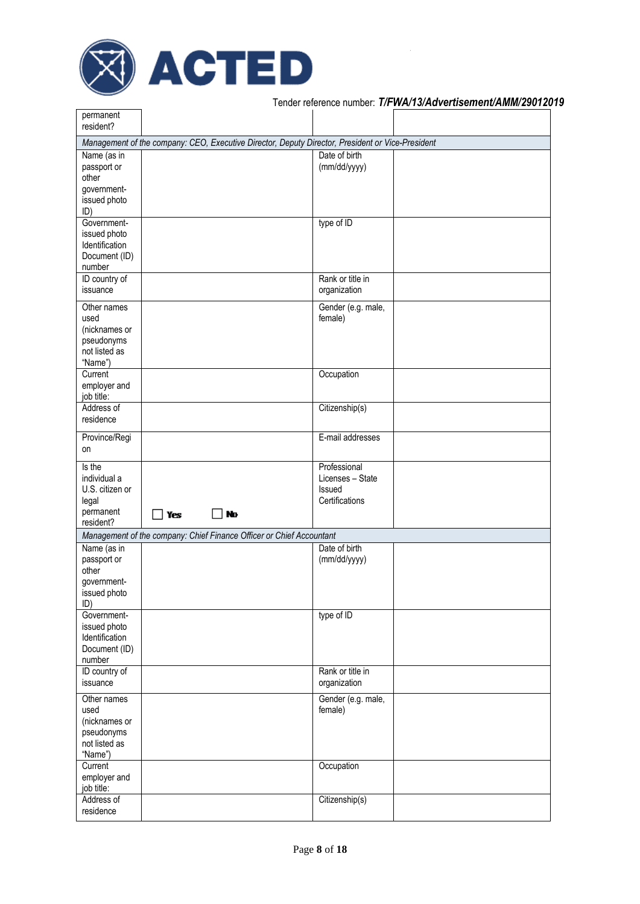| | | | |
|---|---|---|---|
| permanent resident? | | | |
| *Management of the company: CEO, Executive Director, Deputy Director, President or Vice-President* | | | |
| Name (as in passport or other government-issued photo ID) | | Date of birth (mm/dd/yyyy) | |
| Government-issued photo Identification Document (ID) number | | type of ID | |
| ID country of issuance | | Rank or title in organization | |
| Other names used (nicknames or pseudonyms not listed as "Name") | | Gender (e.g. male, female) | |
| Current employer and job title: | | Occupation | |
| Address of residence | | Citizenship(s) | |
| Province/Region | | E-mail addresses | |
| Is the individual a U.S. citizen or legal permanent resident? | ☐ Yes ☐ No | Professional Licenses – State Issued Certifications | |
| *Management of the company: Chief Finance Officer or Chief Accountant* | | | |
| Name (as in passport or other government-issued photo ID) | | Date of birth (mm/dd/yyyy) | |
| Government-issued photo Identification Document (ID) number | | type of ID | |
| ID country of issuance | | Rank or title in organization | |
| Other names used (nicknames or pseudonyms not listed as "Name") | | Gender (e.g. male, female) | |
| Current employer and job title: | | Occupation | |
| Address of residence | | Citizenship(s) | |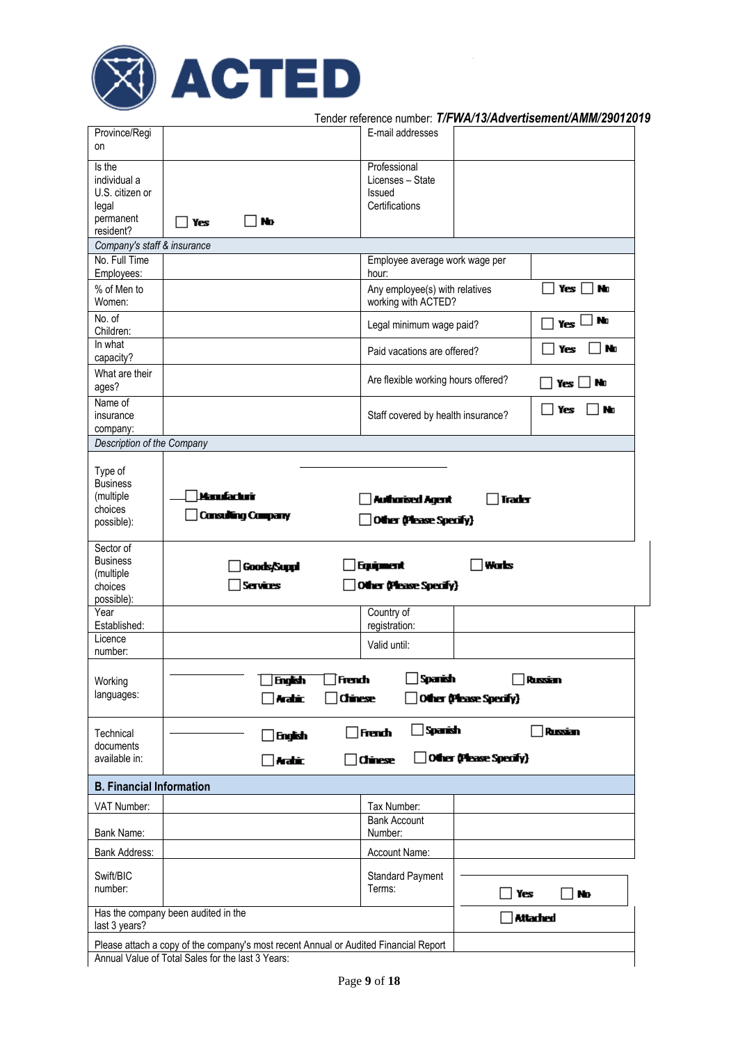Tender reference number: ***T/FWA/13/Advertisement/AMM/29012019***

| | | | |
|---|---|---|---|
| Province/Region | | E-mail addresses | |
| Is the individual a U.S. citizen or legal permanent resident? | ☐ Yes ☐ No | Professional Licenses – State Issued Certifications | |
| *Company's staff & insurance* | | | |
| No. Full Time Employees: | | Employee average work wage per hour: | |
| % of Men to Women: | | Any employee(s) with relatives working with ACTED? | ☐ Yes ☐ No |
| No. of Children: | | Legal minimum wage paid? | ☐ Yes ☐ No |
| In what capacity? | | Paid vacations are offered? | ☐ Yes ☐ No |
| What are their ages? | | Are flexible working hours offered? | ☐ Yes ☐ No |
| Name of insurance company: | | Staff covered by health insurance? | ☐ Yes ☐ No |
| *Description of the Company* | | | |
| Type of Business (multiple choices possible): | ☐ Manufacturer ☐ Consulting Company | ☐ Authorised Agent ☐ Trader ☐ Other (Please Specify) | |
| Sector of Business (multiple choices possible): | ☐ Goods/Supply ☐ Services | ☐ Equipment ☐ Works ☐ Other (Please Specify) | |
| Year Established: | | Country of registration: | |
| Licence number: | | Valid until: | |
| Working languages: | ☐ English ☐ French ☐ Arabic ☐ Chinese | ☐ Spanish ☐ Russian ☐ Other (Please Specify) | |
| Technical documents available in: | ☐ English ☐ French ☐ Arabic ☐ Chinese | ☐ Spanish ☐ Russian ☐ Other (Please Specify) | |
| **B. Financial Information** | | | |
| VAT Number: | | Tax Number: | |
| Bank Name: | | Bank Account Number: | |
| Bank Address: | | Account Name: | |
| Swift/BIC number: | | Standard Payment Terms: | ☐ Yes ☐ No |
| Has the company been audited in the last 3 years? | | | ☐ Attached |
| Please attach a copy of the company's most recent Annual or Audited Financial Report | | | |
| Annual Value of Total Sales for the last 3 Years: | | | |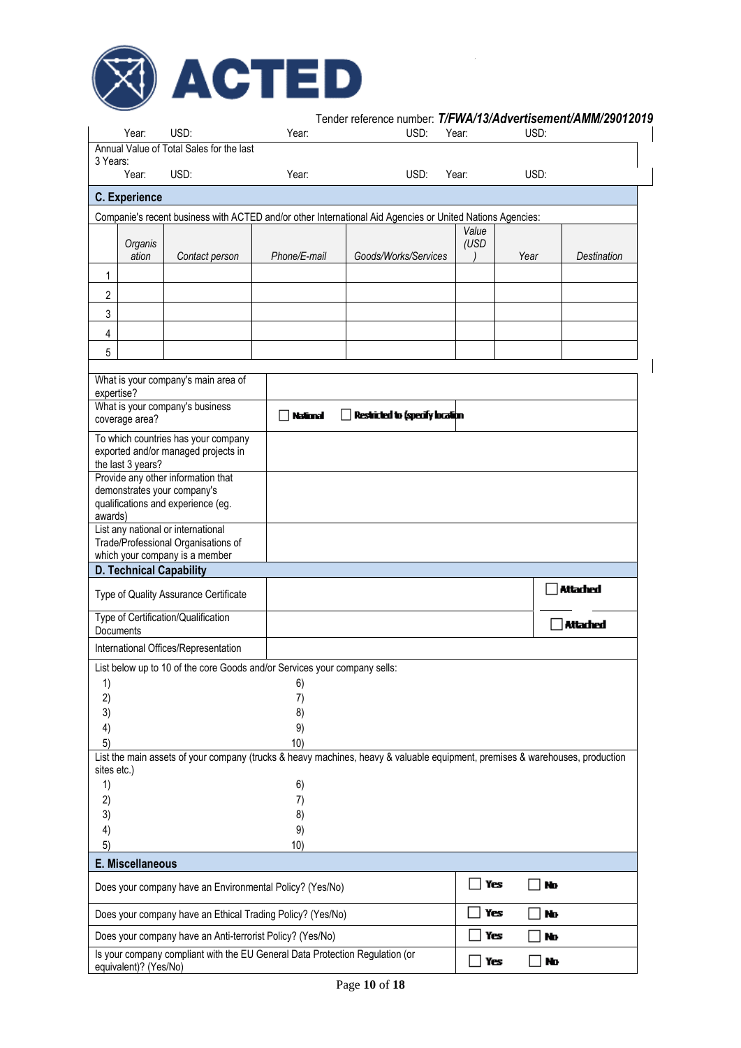Tender reference number: ***T/FWA/13/Advertisement/AMM/29012019***

| | | | | | |
|---|---|---|---|---|---|
| Year: | USD: | Year: | USD: | Year: | USD: |
| Annual Value of Total Sales for the last 3 Years: | | | | | |
| Year: | USD: | Year: | USD: | Year: | USD: |

## C. Experience

Companie's recent business with ACTED and/or other International Aid Agencies or United Nations Agencies:

| | *Organisation* | *Contact person* | *Phone/E-mail* | *Goods/Works/Services* | *Value (USD)* | *Year* | *Destination* |
|---|---|---|---|---|---|---|---|
| 1 | | | | | | | |
| 2 | | | | | | | |
| 3 | | | | | | | |
| 4 | | | | | | | |
| 5 | | | | | | | |

| | |
|---|---|
| What is your company's main area of expertise? | |
| What is your company's business coverage area? | ☐ National ☐ Restricted to (specify location |
| To which countries has your company exported and/or managed projects in the last 3 years? | |
| Provide any other information that demonstrates your company's qualifications and experience (eg. awards) | |
| List any national or international Trade/Professional Organisations of which your company is a member | |

## D. Technical Capability

| | | |
|---|---|---|
| Type of Quality Assurance Certificate | | ☐ Attached |
| Type of Certification/Qualification Documents | | ☐ Attached |
| International Offices/Representation | | |

List below up to 10 of the core Goods and/or Services your company sells:

| | |
|---|---|
| 1) | 6) |
| 2) | 7) |
| 3) | 8) |
| 4) | 9) |
| 5) | 10) |

List the main assets of your company (trucks & heavy machines, heavy & valuable equipment, premises & warehouses, production sites etc.)

| | |
|---|---|
| 1) | 6) |
| 2) | 7) |
| 3) | 8) |
| 4) | 9) |
| 5) | 10) |

## E. Miscellaneous

| | |
|---|---|
| Does your company have an Environmental Policy? (Yes/No) | ☐ Yes ☐ No |
| Does your company have an Ethical Trading Policy? (Yes/No) | ☐ Yes ☐ No |
| Does your company have an Anti-terrorist Policy? (Yes/No) | ☐ Yes ☐ No |
| Is your company compliant with the EU General Data Protection Regulation (or equivalent)? (Yes/No) | ☐ Yes ☐ No |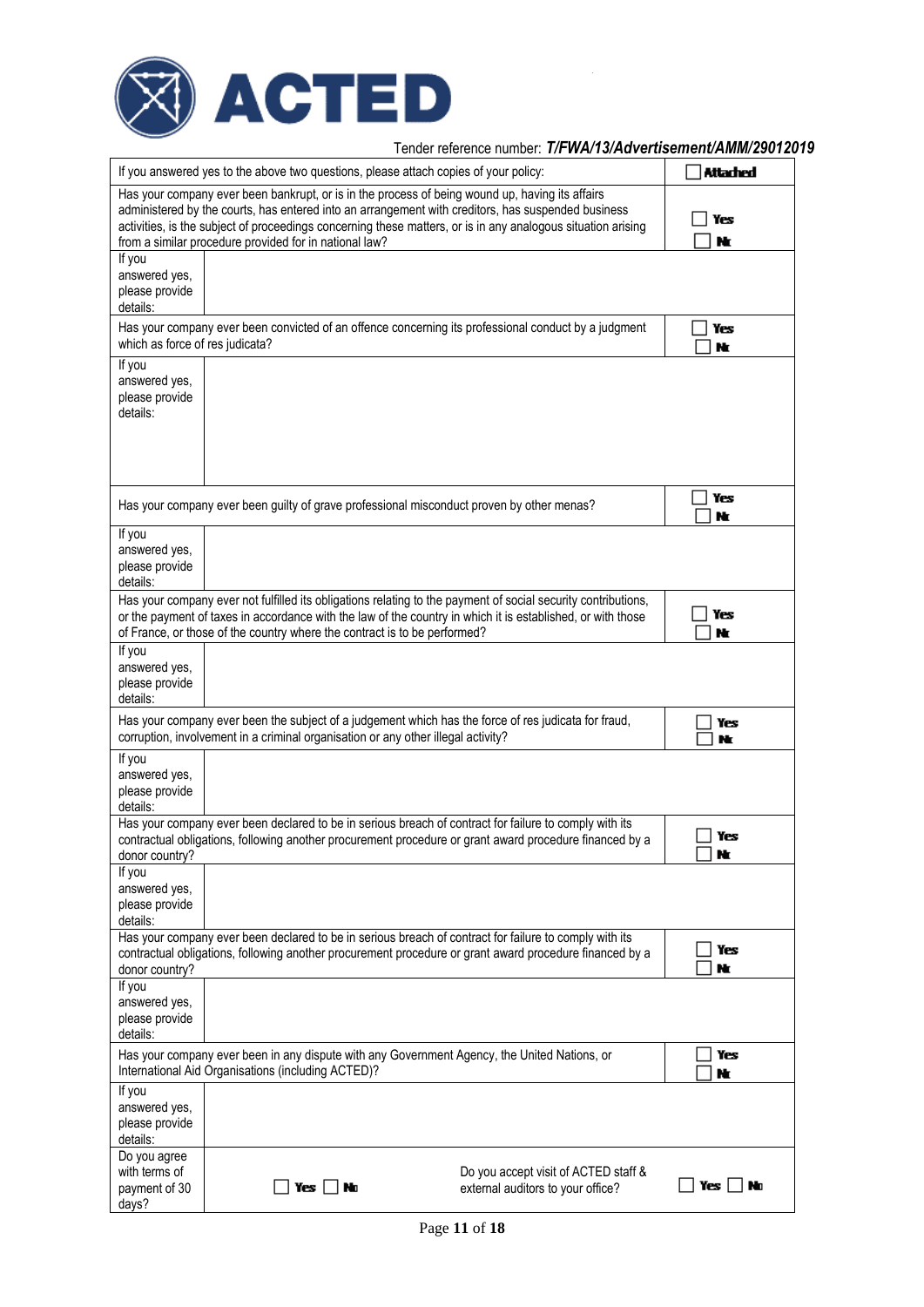Tender reference number: ***T/FWA/13/Advertisement/AMM/29012019***

| | | |
|---|---|---|
| If you answered yes to the above two questions, please attach copies of your policy: | | ☐ **Attached** |
| Has your company ever been bankrupt, or is in the process of being wound up, having its affairs administered by the courts, has entered into an arrangement with creditors, has suspended business activities, is the subject of proceedings concerning these matters, or is in any analogous situation arising from a similar procedure provided for in national law? | | ☐ **Yes** ☐ **No** |
| If you answered yes, please provide details: | | |
| Has your company ever been convicted of an offence concerning its professional conduct by a judgment which as force of res judicata? | | ☐ **Yes** ☐ **No** |
| If you answered yes, please provide details: | | |
| Has your company ever been guilty of grave professional misconduct proven by other menas? | | ☐ **Yes** ☐ **No** |
| If you answered yes, please provide details: | | |
| Has your company ever not fulfilled its obligations relating to the payment of social security contributions, or the payment of taxes in accordance with the law of the country in which it is established, or with those of France, or those of the country where the contract is to be performed? | | ☐ **Yes** ☐ **No** |
| If you answered yes, please provide details: | | |
| Has your company ever been the subject of a judgement which has the force of res judicata for fraud, corruption, involvement in a criminal organisation or any other illegal activity? | | ☐ **Yes** ☐ **No** |
| If you answered yes, please provide details: | | |
| Has your company ever been declared to be in serious breach of contract for failure to comply with its contractual obligations, following another procurement procedure or grant award procedure financed by a donor country? | | ☐ **Yes** ☐ **No** |
| If you answered yes, please provide details: | | |
| Has your company ever been declared to be in serious breach of contract for failure to comply with its contractual obligations, following another procurement procedure or grant award procedure financed by a donor country? | | ☐ **Yes** ☐ **No** |
| If you answered yes, please provide details: | | |
| Has your company ever been in any dispute with any Government Agency, the United Nations, or International Aid Organisations (including ACTED)? | | ☐ **Yes** ☐ **No** |
| If you answered yes, please provide details: | | |
| Do you agree with terms of payment of 30 days? | ☐ **Yes** ☐ **No** Do you accept visit of ACTED staff & external auditors to your office? | ☐ **Yes** ☐ **No** |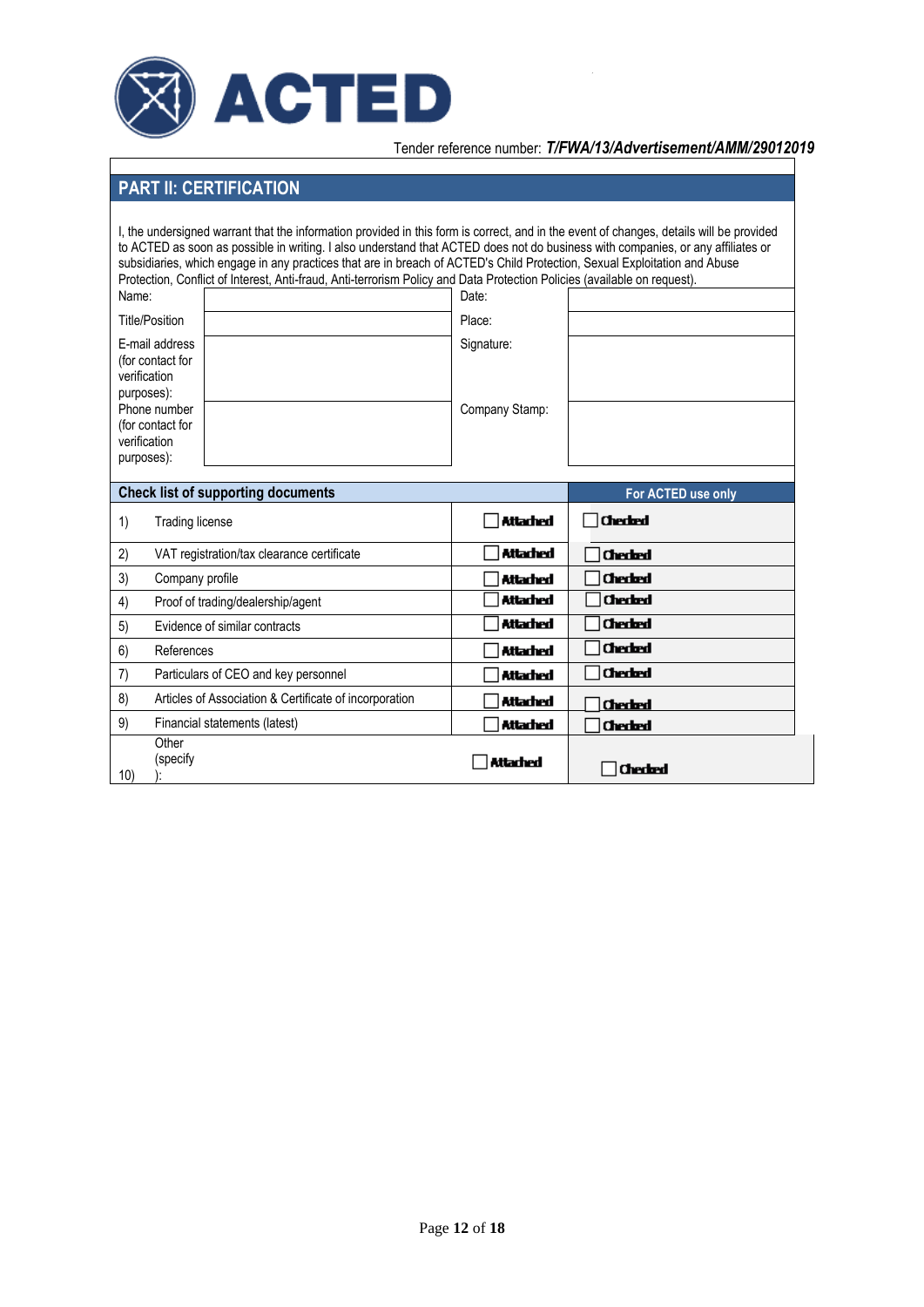ACTED

Tender reference number: ***T/FWA/13/Advertisement/AMM/29012019***

## PART II: CERTIFICATION

I, the undersigned warrant that the information provided in this form is correct, and in the event of changes, details will be provided to ACTED as soon as possible in writing. I also understand that ACTED does not do business with companies, or any affiliates or subsidiaries, which engage in any practices that are in breach of ACTED's Child Protection, Sexual Exploitation and Abuse Protection, Conflict of Interest, Anti-fraud, Anti-terrorism Policy and Data Protection Policies (available on request).

| | | | |
|---|---|---|---|
| Name: | | Date: | |
| Title/Position | | Place: | |
| E-mail address (for contact for verification purposes): | | Signature: | |
| Phone number (for contact for verification purposes): | | Company Stamp: | |

| | Check list of supporting documents | | For ACTED use only |
|---|---|---|---|
| 1) | Trading license | ☐ Attached | ☐ Checked |
| 2) | VAT registration/tax clearance certificate | ☐ Attached | ☐ Checked |
| 3) | Company profile | ☐ Attached | ☐ Checked |
| 4) | Proof of trading/dealership/agent | ☐ Attached | ☐ Checked |
| 5) | Evidence of similar contracts | ☐ Attached | ☐ Checked |
| 6) | References | ☐ Attached | ☐ Checked |
| 7) | Particulars of CEO and key personnel | ☐ Attached | ☐ Checked |
| 8) | Articles of Association & Certificate of incorporation | ☐ Attached | ☐ Checked |
| 9) | Financial statements (latest) | ☐ Attached | ☐ Checked |
| 10) | Other (specify): | ☐ Attached | ☐ Checked |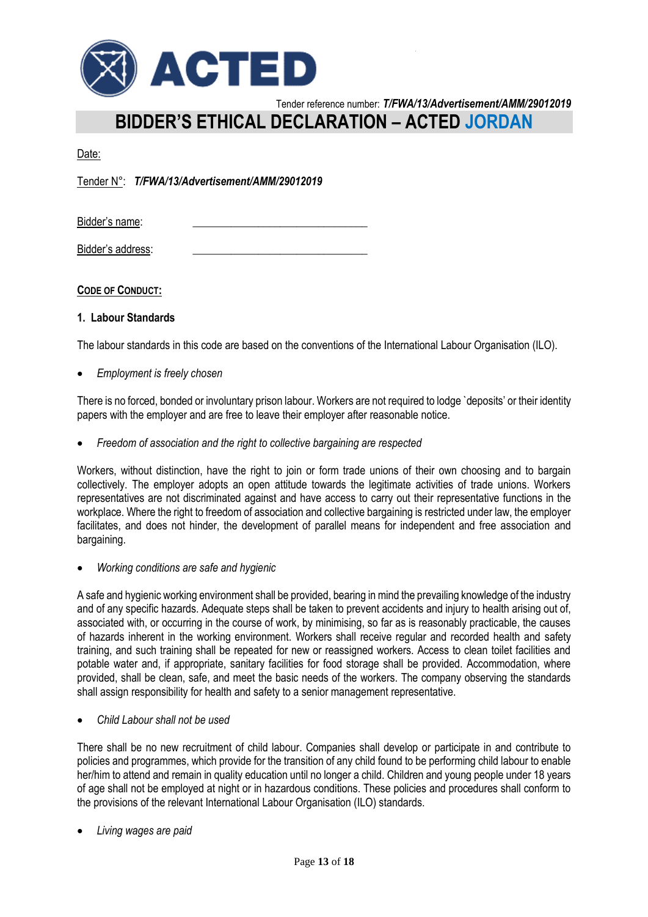Tender reference number: ***T/FWA/13/Advertisement/AMM/29012019***

# BIDDER'S ETHICAL DECLARATION – ACTED JORDAN

Date:

Tender N°: ***T/FWA/13/Advertisement/AMM/29012019***

Bidder's name: ________________________________

Bidder's address: ________________________________

**CODE OF CONDUCT:**

**1. Labour Standards**

The labour standards in this code are based on the conventions of the International Labour Organisation (ILO).

- *Employment is freely chosen*

There is no forced, bonded or involuntary prison labour. Workers are not required to lodge `deposits' or their identity papers with the employer and are free to leave their employer after reasonable notice.

- *Freedom of association and the right to collective bargaining are respected*

Workers, without distinction, have the right to join or form trade unions of their own choosing and to bargain collectively. The employer adopts an open attitude towards the legitimate activities of trade unions. Workers representatives are not discriminated against and have access to carry out their representative functions in the workplace. Where the right to freedom of association and collective bargaining is restricted under law, the employer facilitates, and does not hinder, the development of parallel means for independent and free association and bargaining.

- *Working conditions are safe and hygienic*

A safe and hygienic working environment shall be provided, bearing in mind the prevailing knowledge of the industry and of any specific hazards. Adequate steps shall be taken to prevent accidents and injury to health arising out of, associated with, or occurring in the course of work, by minimising, so far as is reasonably practicable, the causes of hazards inherent in the working environment. Workers shall receive regular and recorded health and safety training, and such training shall be repeated for new or reassigned workers. Access to clean toilet facilities and potable water and, if appropriate, sanitary facilities for food storage shall be provided. Accommodation, where provided, shall be clean, safe, and meet the basic needs of the workers. The company observing the standards shall assign responsibility for health and safety to a senior management representative.

- *Child Labour shall not be used*

There shall be no new recruitment of child labour. Companies shall develop or participate in and contribute to policies and programmes, which provide for the transition of any child found to be performing child labour to enable her/him to attend and remain in quality education until no longer a child. Children and young people under 18 years of age shall not be employed at night or in hazardous conditions. These policies and procedures shall conform to the provisions of the relevant International Labour Organisation (ILO) standards.

- *Living wages are paid*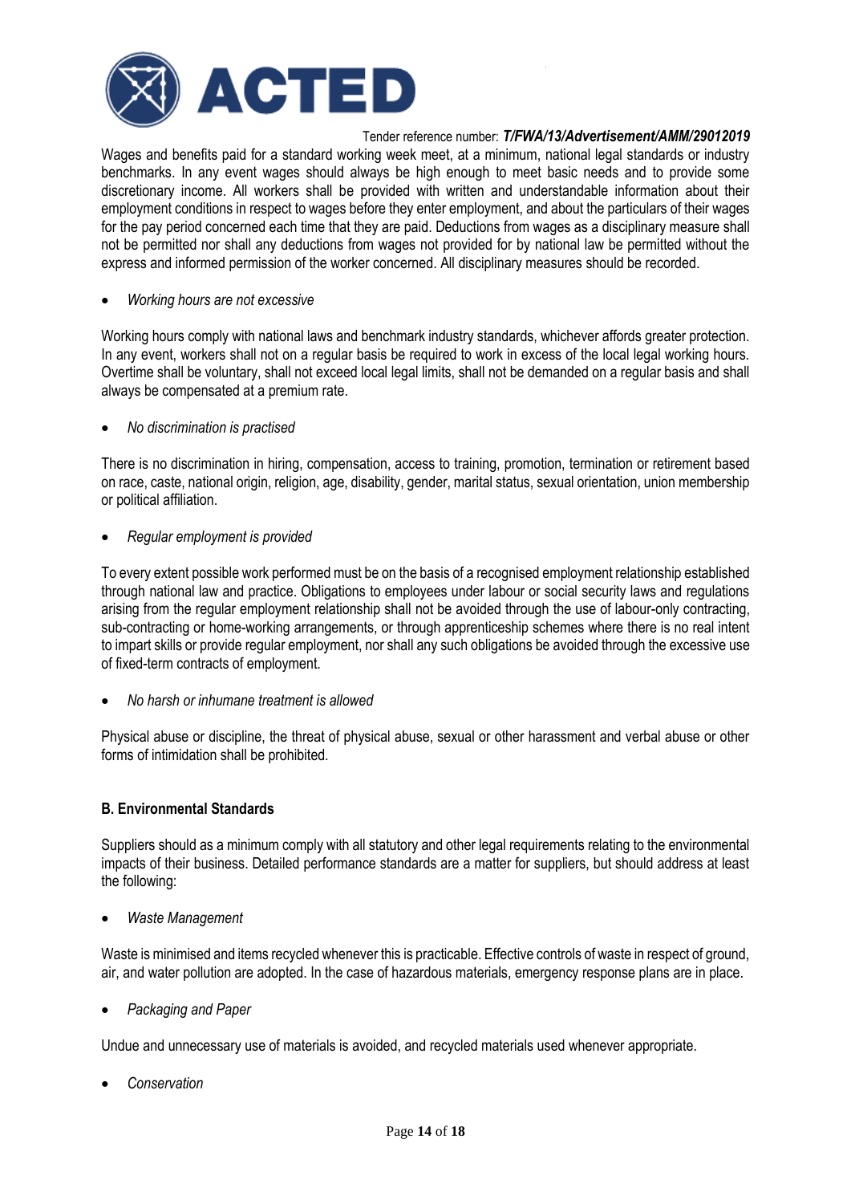Wages and benefits paid for a standard working week meet, at a minimum, national legal standards or industry benchmarks. In any event wages should always be high enough to meet basic needs and to provide some discretionary income. All workers shall be provided with written and understandable information about their employment conditions in respect to wages before they enter employment, and about the particulars of their wages for the pay period concerned each time that they are paid. Deductions from wages as a disciplinary measure shall not be permitted nor shall any deductions from wages not provided for by national law be permitted without the express and informed permission of the worker concerned. All disciplinary measures should be recorded.

- *Working hours are not excessive*

Working hours comply with national laws and benchmark industry standards, whichever affords greater protection. In any event, workers shall not on a regular basis be required to work in excess of the local legal working hours. Overtime shall be voluntary, shall not exceed local legal limits, shall not be demanded on a regular basis and shall always be compensated at a premium rate.

- *No discrimination is practised*

There is no discrimination in hiring, compensation, access to training, promotion, termination or retirement based on race, caste, national origin, religion, age, disability, gender, marital status, sexual orientation, union membership or political affiliation.

- *Regular employment is provided*

To every extent possible work performed must be on the basis of a recognised employment relationship established through national law and practice. Obligations to employees under labour or social security laws and regulations arising from the regular employment relationship shall not be avoided through the use of labour-only contracting, sub-contracting or home-working arrangements, or through apprenticeship schemes where there is no real intent to impart skills or provide regular employment, nor shall any such obligations be avoided through the excessive use of fixed-term contracts of employment.

- *No harsh or inhumane treatment is allowed*

Physical abuse or discipline, the threat of physical abuse, sexual or other harassment and verbal abuse or other forms of intimidation shall be prohibited.

**B. Environmental Standards**

Suppliers should as a minimum comply with all statutory and other legal requirements relating to the environmental impacts of their business. Detailed performance standards are a matter for suppliers, but should address at least the following:

- *Waste Management*

Waste is minimised and items recycled whenever this is practicable. Effective controls of waste in respect of ground, air, and water pollution are adopted. In the case of hazardous materials, emergency response plans are in place.

- *Packaging and Paper*

Undue and unnecessary use of materials is avoided, and recycled materials used whenever appropriate.

- *Conservation*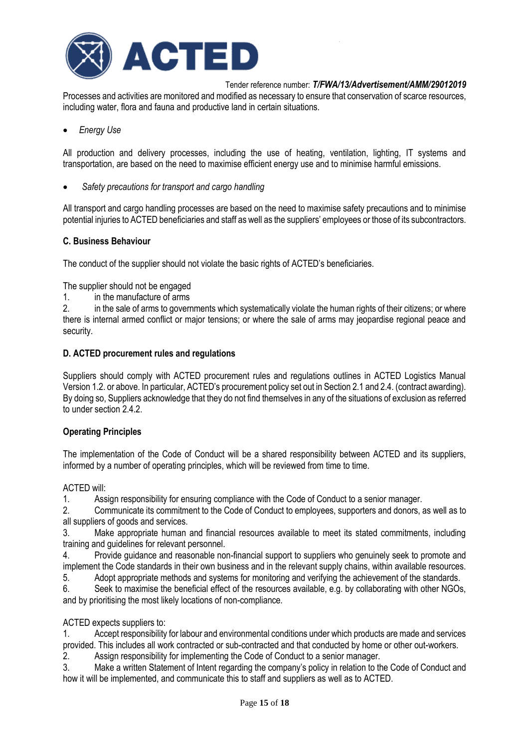Processes and activities are monitored and modified as necessary to ensure that conservation of scarce resources, including water, flora and fauna and productive land in certain situations.

- *Energy Use*

All production and delivery processes, including the use of heating, ventilation, lighting, IT systems and transportation, are based on the need to maximise efficient energy use and to minimise harmful emissions.

- *Safety precautions for transport and cargo handling*

All transport and cargo handling processes are based on the need to maximise safety precautions and to minimise potential injuries to ACTED beneficiaries and staff as well as the suppliers' employees or those of its subcontractors.

**C. Business Behaviour**

The conduct of the supplier should not violate the basic rights of ACTED's beneficiaries.

The supplier should not be engaged

1. in the manufacture of arms
2. in the sale of arms to governments which systematically violate the human rights of their citizens; or where there is internal armed conflict or major tensions; or where the sale of arms may jeopardise regional peace and security.

**D. ACTED procurement rules and regulations**

Suppliers should comply with ACTED procurement rules and regulations outlines in ACTED Logistics Manual Version 1.2. or above. In particular, ACTED's procurement policy set out in Section 2.1 and 2.4. (contract awarding). By doing so, Suppliers acknowledge that they do not find themselves in any of the situations of exclusion as referred to under section 2.4.2.

**Operating Principles**

The implementation of the Code of Conduct will be a shared responsibility between ACTED and its suppliers, informed by a number of operating principles, which will be reviewed from time to time.

ACTED will:

1. Assign responsibility for ensuring compliance with the Code of Conduct to a senior manager.
2. Communicate its commitment to the Code of Conduct to employees, supporters and donors, as well as to all suppliers of goods and services.
3. Make appropriate human and financial resources available to meet its stated commitments, including training and guidelines for relevant personnel.
4. Provide guidance and reasonable non-financial support to suppliers who genuinely seek to promote and implement the Code standards in their own business and in the relevant supply chains, within available resources.
5. Adopt appropriate methods and systems for monitoring and verifying the achievement of the standards.
6. Seek to maximise the beneficial effect of the resources available, e.g. by collaborating with other NGOs, and by prioritising the most likely locations of non-compliance.

ACTED expects suppliers to:

1. Accept responsibility for labour and environmental conditions under which products are made and services provided. This includes all work contracted or sub-contracted and that conducted by home or other out-workers.
2. Assign responsibility for implementing the Code of Conduct to a senior manager.
3. Make a written Statement of Intent regarding the company's policy in relation to the Code of Conduct and how it will be implemented, and communicate this to staff and suppliers as well as to ACTED.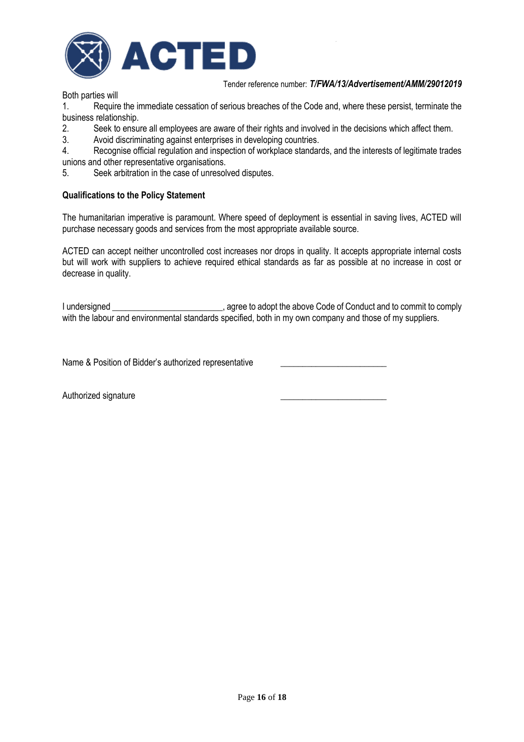Tender reference number: ***T/FWA/13/Advertisement/AMM/29012019***

Both parties will

1. Require the immediate cessation of serious breaches of the Code and, where these persist, terminate the business relationship.
2. Seek to ensure all employees are aware of their rights and involved in the decisions which affect them.
3. Avoid discriminating against enterprises in developing countries.
4. Recognise official regulation and inspection of workplace standards, and the interests of legitimate trades unions and other representative organisations.
5. Seek arbitration in the case of unresolved disputes.

**Qualifications to the Policy Statement**

The humanitarian imperative is paramount. Where speed of deployment is essential in saving lives, ACTED will purchase necessary goods and services from the most appropriate available source.

ACTED can accept neither uncontrolled cost increases nor drops in quality. It accepts appropriate internal costs but will work with suppliers to achieve required ethical standards as far as possible at no increase in cost or decrease in quality.

I undersigned ________________________, agree to adopt the above Code of Conduct and to commit to comply with the labour and environmental standards specified, both in my own company and those of my suppliers.

Name & Position of Bidder's authorized representative ________________________

Authorized signature ________________________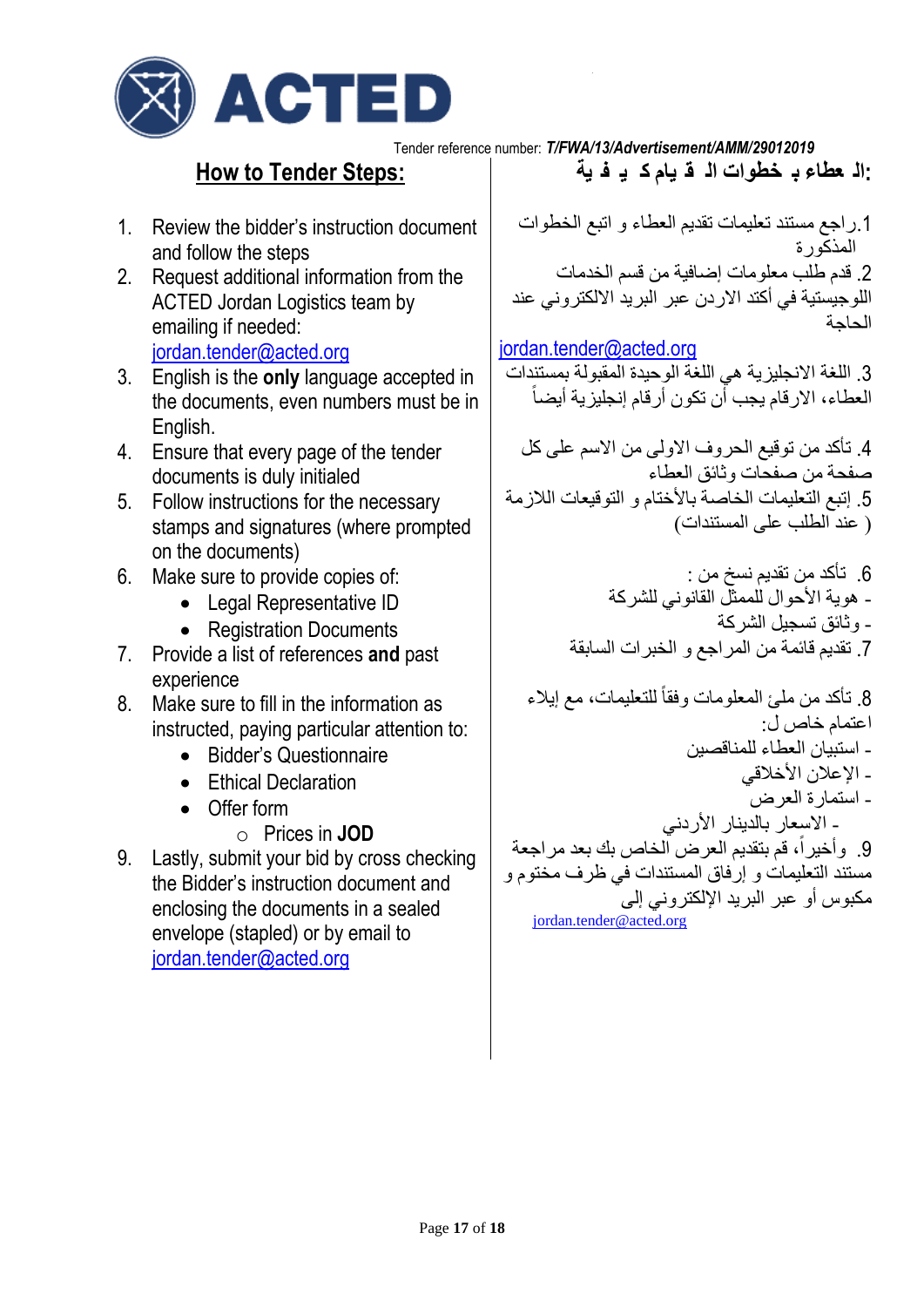ACTED

Tender reference number: ***T/FWA/13/Advertisement/AMM/29012019***

## How to Tender Steps:

1. Review the bidder's instruction document and follow the steps
2. Request additional information from the ACTED Jordan Logistics team by emailing if needed: jordan.tender@acted.org
3. English is the **only** language accepted in the documents, even numbers must be in English.
4. Ensure that every page of the tender documents is duly initialed
5. Follow instructions for the necessary stamps and signatures (where prompted on the documents)
6. Make sure to provide copies of:
   - Legal Representative ID
   - Registration Documents
7. Provide a list of references **and** past experience
8. Make sure to fill in the information as instructed, paying particular attention to:
   - Bidder's Questionnaire
   - Ethical Declaration
   - Offer form
     - Prices in **JOD**
9. Lastly, submit your bid by cross checking the Bidder's instruction document and enclosing the documents in a sealed envelope (stapled) or by email to jordan.tender@acted.org

## :ال عطاء ب خطوات ال ق يام ك ي ف ية

1. راجع مستند تعليمات تقديم العطاء و اتبع الخطوات المذكورة
2. قدم طلب معلومات إضافية من قسم الخدمات اللوجيستية في أكتد الاردن عبر البريد الالكتروني عند الحاجة

jordan.tender@acted.org

3. اللغة الانجليزية هي اللغة الوحيدة المقبولة بمستندات العطاء، الارقام يجب أن تكون أرقام إنجليزية أيضاً
4. تأكد من توقيع الحروف الاولى من الاسم على كل صفحة من صفحات وثائق العطاء
5. إتبع التعليمات الخاصة بالأختام و التوقيعات اللازمة ( عند الطلب على المستندات)
6. تأكد من تقديم نسخ من :
   - هوية الأحوال للممثل القانوني للشركة
   - وثائق تسجيل الشركة
7. تقديم قائمة من المراجع و الخبرات السابقة
8. تأكد من ملئ المعلومات وفقاً للتعليمات، مع إيلاء اعتمام خاص لـ:
   - استبيان العطاء للمناقصين
   - الإعلان الأخلاقي
   - استمارة العرض
   - الاسعار بالدينار الأردني
9. وأخيراً، قم بتقديم العرض الخاص بك بعد مراجعة مستند التعليمات و إرفاق المستندات في ظرف مختوم و مكبوس أو عبر البريد الإلكتروني إلى jordan.tender@acted.org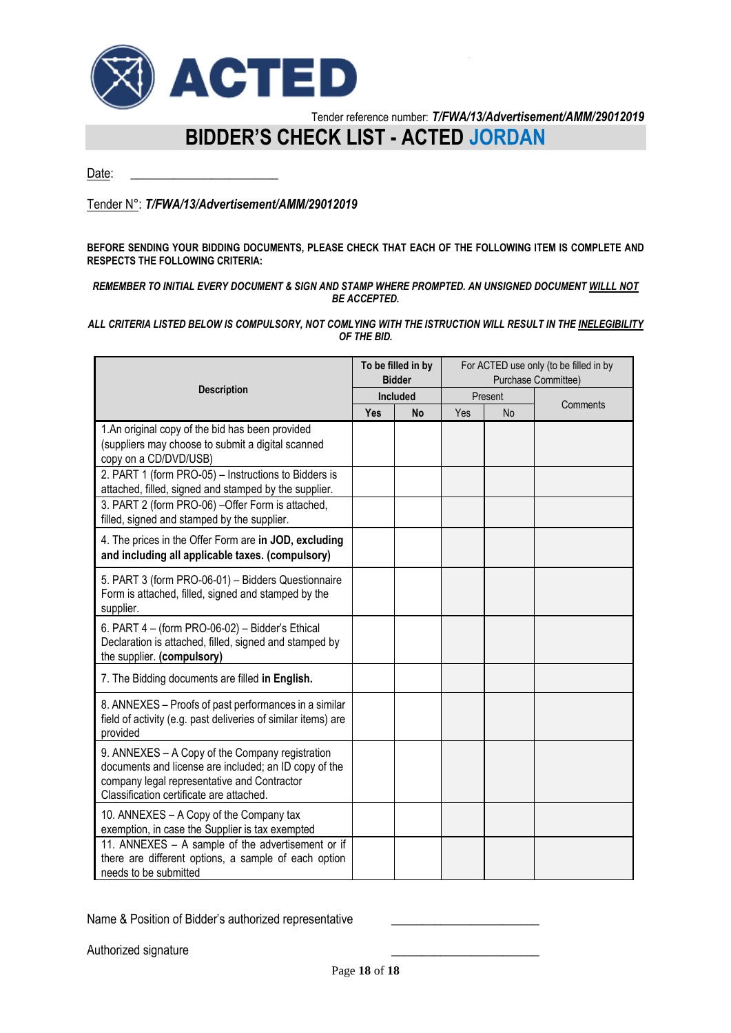Tender reference number: ***T/FWA/13/Advertisement/AMM/29012019***

# BIDDER'S CHECK LIST - ACTED JORDAN

Date: ________________________

Tender N°: ***T/FWA/13/Advertisement/AMM/29012019***

**BEFORE SENDING YOUR BIDDING DOCUMENTS, PLEASE CHECK THAT EACH OF THE FOLLOWING ITEM IS COMPLETE AND RESPECTS THE FOLLOWING CRITERIA:**

***REMEMBER TO INITIAL EVERY DOCUMENT & SIGN AND STAMP WHERE PROMPTED. AN UNSIGNED DOCUMENT WILLL NOT BE ACCEPTED.***

***ALL CRITERIA LISTED BELOW IS COMPULSORY, NOT COMLYING WITH THE ISTRUCTION WILL RESULT IN THE INELEGIBILITY OF THE BID.***

| Description | To be filled in by Bidder | | For ACTED use only (to be filled in by Purchase Committee) | | |
|---|---|---|---|---|---|
| | Included | | Present | | Comments |
| | Yes | No | Yes | No | |
| 1.An original copy of the bid has been provided (suppliers may choose to submit a digital scanned copy on a CD/DVD/USB) | | | | | |
| 2. PART 1 (form PRO-05) – Instructions to Bidders is attached, filled, signed and stamped by the supplier. | | | | | |
| 3. PART 2 (form PRO-06) –Offer Form is attached, filled, signed and stamped by the supplier. | | | | | |
| 4. The prices in the Offer Form are **in JOD, excluding and including all applicable taxes. (compulsory)** | | | | | |
| 5. PART 3 (form PRO-06-01) – Bidders Questionnaire Form is attached, filled, signed and stamped by the supplier. | | | | | |
| 6. PART 4 – (form PRO-06-02) – Bidder's Ethical Declaration is attached, filled, signed and stamped by the supplier. **(compulsory)** | | | | | |
| 7. The Bidding documents are filled **in English.** | | | | | |
| 8. ANNEXES – Proofs of past performances in a similar field of activity (e.g. past deliveries of similar items) are provided | | | | | |
| 9. ANNEXES – A Copy of the Company registration documents and license are included; an ID copy of the company legal representative and Contractor Classification certificate are attached. | | | | | |
| 10. ANNEXES – A Copy of the Company tax exemption, in case the Supplier is tax exempted | | | | | |
| 11. ANNEXES – A sample of the advertisement or if there are different options, a sample of each option needs to be submitted | | | | | |

Name & Position of Bidder's authorized representative ________________________

Authorized signature ________________________